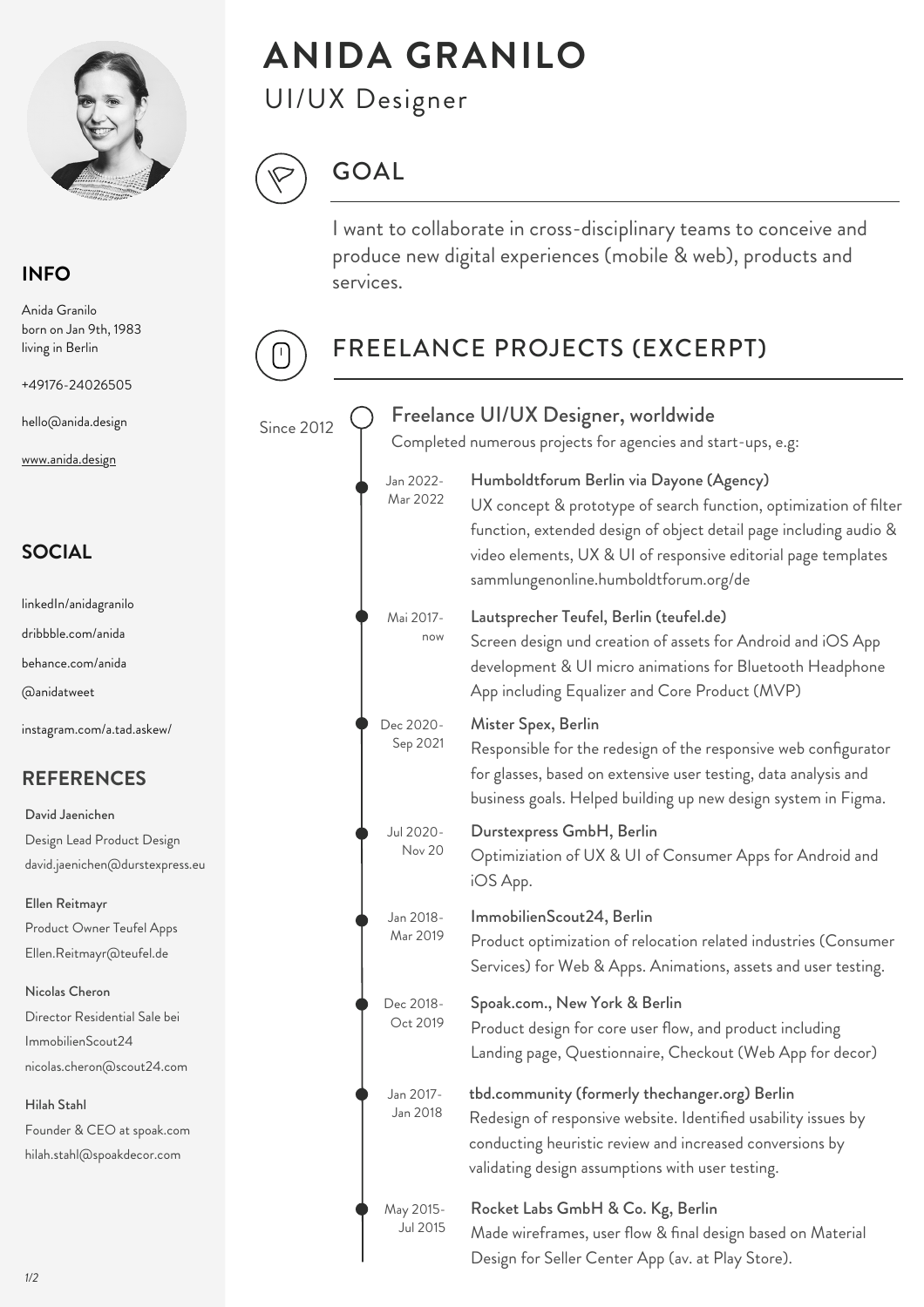# ANIDA GRANILO

UI/UX Designer

## INFO

Anida Granilo
born on Jan 9th, 1983
living in Berlin

+49176-24026505

hello@anida.design

www.anida.design

## SOCIAL

linkedIn/anidagranilo

dribbble.com/anida

behance.com/anida

@anidatweet

instagram.com/a.tad.askew/

## REFERENCES

**David Jaenichen**
Design Lead Product Design
david.jaenichen@durstexpress.eu

**Ellen Reitmayr**
Product Owner Teufel Apps
Ellen.Reitmayr@teufel.de

**Nicolas Cheron**
Director Residential Sale bei ImmobilienScout24
nicolas.cheron@scout24.com

**Hilah Stahl**
Founder & CEO at spoak.com
hilah.stahl@spoakdecor.com

## GOAL

I want to collaborate in cross-disciplinary teams to conceive and produce new digital experiences (mobile & web), products and services.

## FREELANCE PROJECTS (EXCERPT)

**Since 2012 — Freelance UI/UX Designer, worldwide**
Completed numerous projects for agencies and start-ups, e.g:

**Jan 2022- Mar 2022 — Humboldtforum Berlin via Dayone (Agency)**
UX concept & prototype of search function, optimization of filter function, extended design of object detail page including audio & video elements, UX & UI of responsive editorial page templates sammlungenonline.humboldtforum.org/de

**Mai 2017- now — Lautsprecher Teufel, Berlin (teufel.de)**
Screen design und creation of assets for Android and iOS App development & UI micro animations for Bluetooth Headphone App including Equalizer and Core Product (MVP)

**Dec 2020- Sep 2021 — Mister Spex, Berlin**
Responsible for the redesign of the responsive web configurator for glasses, based on extensive user testing, data analysis and business goals. Helped building up new design system in Figma.

**Jul 2020- Nov 20 — Durstexpress GmbH, Berlin**
Optimiziation of UX & UI of Consumer Apps for Android and iOS App.

**Jan 2018- Mar 2019 — ImmobilienScout24, Berlin**
Product optimization of relocation related industries (Consumer Services) for Web & Apps. Animations, assets and user testing.

**Dec 2018- Oct 2019 — Spoak.com., New York & Berlin**
Product design for core user flow, and product including Landing page, Questionnaire, Checkout (Web App for decor)

**Jan 2017- Jan 2018 — tbd.community (formerly thechanger.org) Berlin**
Redesign of responsive website. Identified usability issues by conducting heuristic review and increased conversions by validating design assumptions with user testing.

**May 2015- Jul 2015 — Rocket Labs GmbH & Co. Kg, Berlin**
Made wireframes, user flow & final design based on Material Design for Seller Center App (av. at Play Store).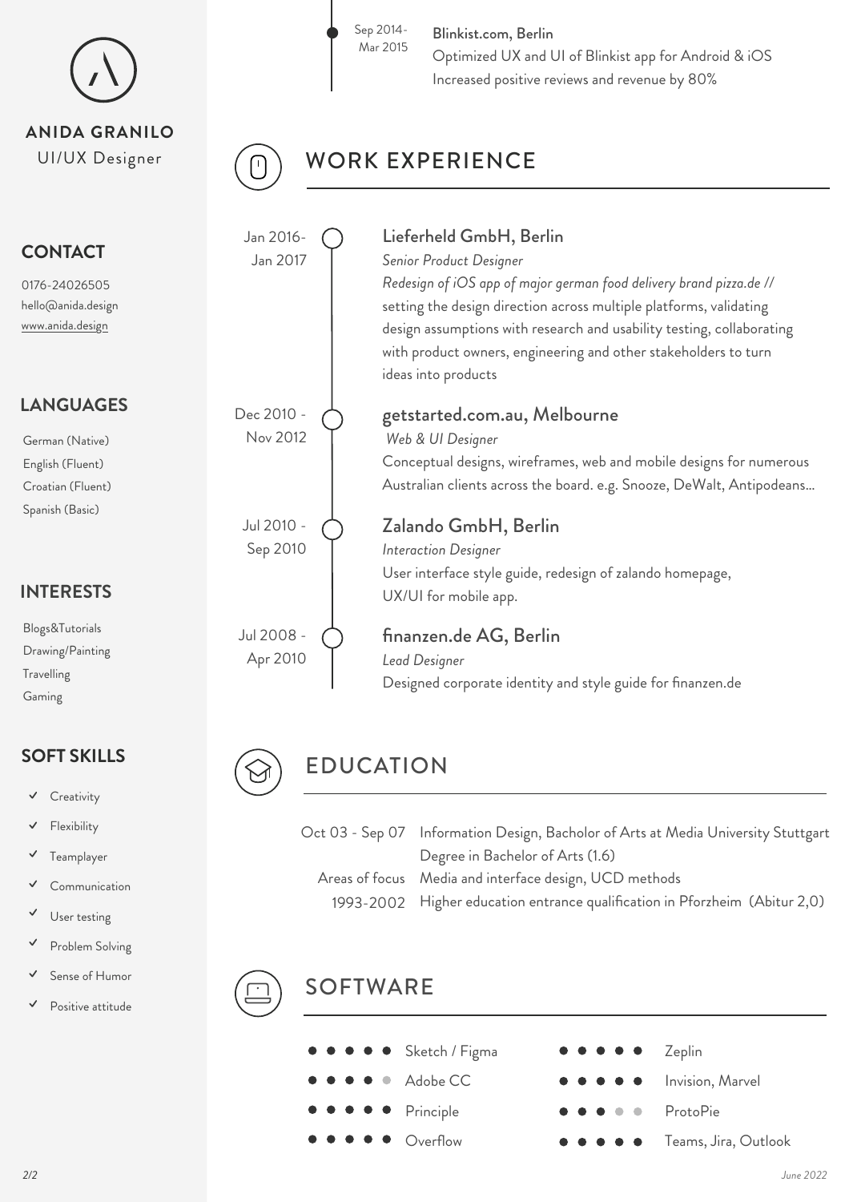**ANIDA GRANILO**
UI/UX Designer

## CONTACT

0176-24026505
hello@anida.design
www.anida.design

## LANGUAGES

German (Native)
English (Fluent)
Croatian (Fluent)
Spanish (Basic)

## INTERESTS

Blogs&Tutorials
Drawing/Painting
Travelling
Gaming

## SOFT SKILLS

- Creativity
- Flexibility
- Teamplayer
- Communication
- User testing
- Problem Solving
- Sense of Humor
- Positive attitude

---

Sep 2014- Mar 2015
**Blinkist.com, Berlin**
Optimized UX and UI of Blinkist app for Android & iOS
Increased positive reviews and revenue by 80%

## WORK EXPERIENCE

Jan 2016- Jan 2017
### Lieferheld GmbH, Berlin
*Senior Product Designer*
*Redesign of iOS app of major german food delivery brand pizza.de //*
setting the design direction across multiple platforms, validating design assumptions with research and usability testing, collaborating with product owners, engineering and other stakeholders to turn ideas into products

Dec 2010 - Nov 2012
### getstarted.com.au, Melbourne
*Web & UI Designer*
Conceptual designs, wireframes, web and mobile designs for numerous Australian clients across the board. e.g. Snooze, DeWalt, Antipodeans...

Jul 2010 - Sep 2010
### Zalando GmbH, Berlin
*Interaction Designer*
User interface style guide, redesign of zalando homepage, UX/UI for mobile app.

Jul 2008 - Apr 2010
### finanzen.de AG, Berlin
*Lead Designer*
Designed corporate identity and style guide for finanzen.de

## EDUCATION

| | |
|---|---|
| Oct 03 - Sep 07 | Information Design, Bacholor of Arts at Media University Stuttgart<br>Degree in Bachelor of Arts (1.6) |
| Areas of focus | Media and interface design, UCD methods |
| 1993-2002 | Higher education entrance qualification in Pforzheim (Abitur 2,0) |

## SOFTWARE

●●●●● Sketch / Figma
●●●●○ Adobe CC
●●●●● Principle
●●●●● Overflow
●●●●● Zeplin
●●●●● Invision, Marvel
●●●○○ ProtoPie
●●●●● Teams, Jira, Outlook

June 2022